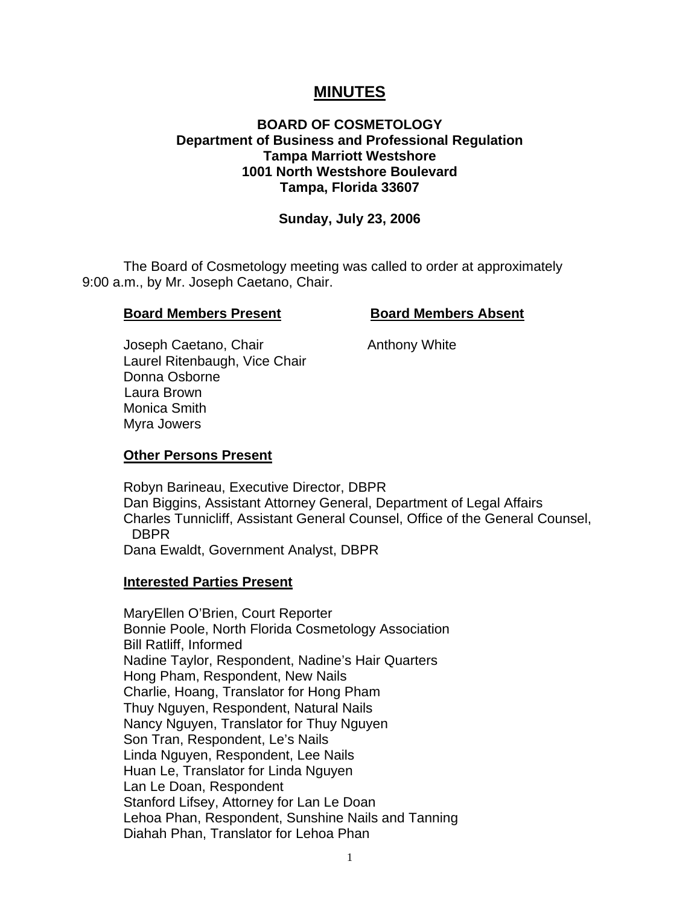# MINUTES

**BOARD OF COSMETOLOGY**
**Department of Business and Professional Regulation**
**Tampa Marriott Westshore**
**1001 North Westshore Boulevard**
**Tampa, Florida 33607**

**Sunday, July 23, 2006**

The Board of Cosmetology meeting was called to order at approximately 9:00 a.m., by Mr. Joseph Caetano, Chair.

**Board Members Present**

Joseph Caetano, Chair
Laurel Ritenbaugh, Vice Chair
Donna Osborne
Laura Brown
Monica Smith
Myra Jowers

**Board Members Absent**

Anthony White

**Other Persons Present**

Robyn Barineau, Executive Director, DBPR
Dan Biggins, Assistant Attorney General, Department of Legal Affairs
Charles Tunnicliff, Assistant General Counsel, Office of the General Counsel, DBPR
Dana Ewaldt, Government Analyst, DBPR

**Interested Parties Present**

MaryEllen O'Brien, Court Reporter
Bonnie Poole, North Florida Cosmetology Association
Bill Ratliff, Informed
Nadine Taylor, Respondent, Nadine's Hair Quarters
Hong Pham, Respondent, New Nails
Charlie, Hoang, Translator for Hong Pham
Thuy Nguyen, Respondent, Natural Nails
Nancy Nguyen, Translator for Thuy Nguyen
Son Tran, Respondent, Le's Nails
Linda Nguyen, Respondent, Lee Nails
Huan Le, Translator for Linda Nguyen
Lan Le Doan, Respondent
Stanford Lifsey, Attorney for Lan Le Doan
Lehoa Phan, Respondent, Sunshine Nails and Tanning
Diahah Phan, Translator for Lehoa Phan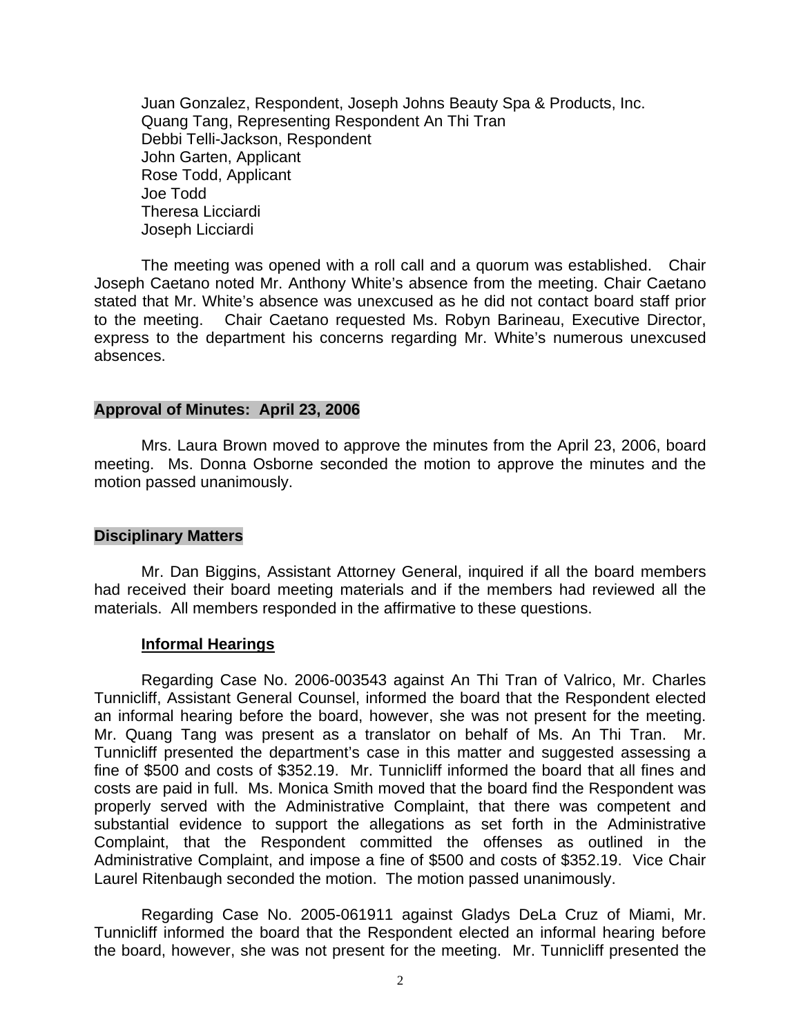Juan Gonzalez, Respondent, Joseph Johns Beauty Spa & Products, Inc.
Quang Tang, Representing Respondent An Thi Tran
Debbi Telli-Jackson, Respondent
John Garten, Applicant
Rose Todd, Applicant
Joe Todd
Theresa Licciardi
Joseph Licciardi

The meeting was opened with a roll call and a quorum was established. Chair Joseph Caetano noted Mr. Anthony White's absence from the meeting. Chair Caetano stated that Mr. White's absence was unexcused as he did not contact board staff prior to the meeting. Chair Caetano requested Ms. Robyn Barineau, Executive Director, express to the department his concerns regarding Mr. White's numerous unexcused absences.

## Approval of Minutes: April 23, 2006

Mrs. Laura Brown moved to approve the minutes from the April 23, 2006, board meeting. Ms. Donna Osborne seconded the motion to approve the minutes and the motion passed unanimously.

## Disciplinary Matters

Mr. Dan Biggins, Assistant Attorney General, inquired if all the board members had received their board meeting materials and if the members had reviewed all the materials. All members responded in the affirmative to these questions.

### Informal Hearings

Regarding Case No. 2006-003543 against An Thi Tran of Valrico, Mr. Charles Tunnicliff, Assistant General Counsel, informed the board that the Respondent elected an informal hearing before the board, however, she was not present for the meeting. Mr. Quang Tang was present as a translator on behalf of Ms. An Thi Tran. Mr. Tunnicliff presented the department's case in this matter and suggested assessing a fine of $500 and costs of $352.19. Mr. Tunnicliff informed the board that all fines and costs are paid in full. Ms. Monica Smith moved that the board find the Respondent was properly served with the Administrative Complaint, that there was competent and substantial evidence to support the allegations as set forth in the Administrative Complaint, that the Respondent committed the offenses as outlined in the Administrative Complaint, and impose a fine of $500 and costs of $352.19. Vice Chair Laurel Ritenbaugh seconded the motion. The motion passed unanimously.

Regarding Case No. 2005-061911 against Gladys DeLa Cruz of Miami, Mr. Tunnicliff informed the board that the Respondent elected an informal hearing before the board, however, she was not present for the meeting. Mr. Tunnicliff presented the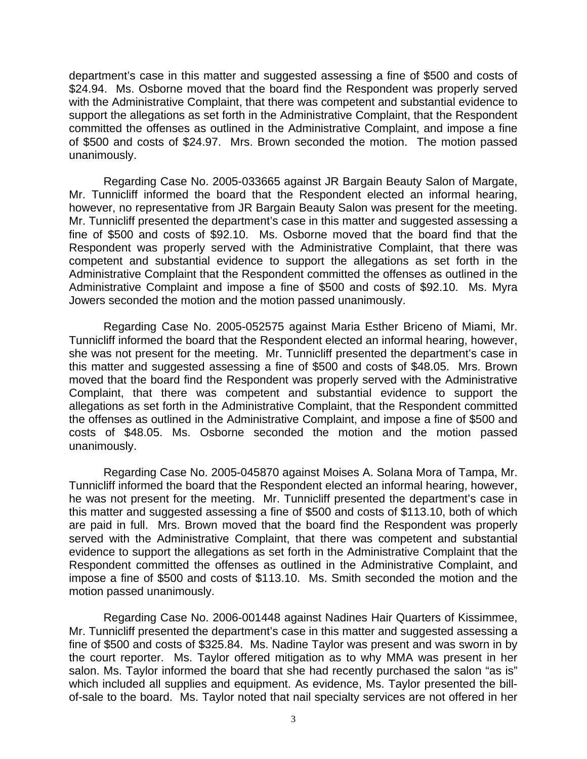department's case in this matter and suggested assessing a fine of $500 and costs of $24.94. Ms. Osborne moved that the board find the Respondent was properly served with the Administrative Complaint, that there was competent and substantial evidence to support the allegations as set forth in the Administrative Complaint, that the Respondent committed the offenses as outlined in the Administrative Complaint, and impose a fine of $500 and costs of $24.97. Mrs. Brown seconded the motion. The motion passed unanimously.

Regarding Case No. 2005-033665 against JR Bargain Beauty Salon of Margate, Mr. Tunnicliff informed the board that the Respondent elected an informal hearing, however, no representative from JR Bargain Beauty Salon was present for the meeting. Mr. Tunnicliff presented the department's case in this matter and suggested assessing a fine of $500 and costs of $92.10. Ms. Osborne moved that the board find that the Respondent was properly served with the Administrative Complaint, that there was competent and substantial evidence to support the allegations as set forth in the Administrative Complaint that the Respondent committed the offenses as outlined in the Administrative Complaint and impose a fine of $500 and costs of $92.10. Ms. Myra Jowers seconded the motion and the motion passed unanimously.

Regarding Case No. 2005-052575 against Maria Esther Briceno of Miami, Mr. Tunnicliff informed the board that the Respondent elected an informal hearing, however, she was not present for the meeting. Mr. Tunnicliff presented the department's case in this matter and suggested assessing a fine of $500 and costs of $48.05. Mrs. Brown moved that the board find the Respondent was properly served with the Administrative Complaint, that there was competent and substantial evidence to support the allegations as set forth in the Administrative Complaint, that the Respondent committed the offenses as outlined in the Administrative Complaint, and impose a fine of $500 and costs of $48.05. Ms. Osborne seconded the motion and the motion passed unanimously.

Regarding Case No. 2005-045870 against Moises A. Solana Mora of Tampa, Mr. Tunnicliff informed the board that the Respondent elected an informal hearing, however, he was not present for the meeting. Mr. Tunnicliff presented the department's case in this matter and suggested assessing a fine of $500 and costs of $113.10, both of which are paid in full. Mrs. Brown moved that the board find the Respondent was properly served with the Administrative Complaint, that there was competent and substantial evidence to support the allegations as set forth in the Administrative Complaint that the Respondent committed the offenses as outlined in the Administrative Complaint, and impose a fine of $500 and costs of $113.10. Ms. Smith seconded the motion and the motion passed unanimously.

Regarding Case No. 2006-001448 against Nadines Hair Quarters of Kissimmee, Mr. Tunnicliff presented the department's case in this matter and suggested assessing a fine of $500 and costs of $325.84. Ms. Nadine Taylor was present and was sworn in by the court reporter. Ms. Taylor offered mitigation as to why MMA was present in her salon. Ms. Taylor informed the board that she had recently purchased the salon "as is" which included all supplies and equipment. As evidence, Ms. Taylor presented the bill-of-sale to the board. Ms. Taylor noted that nail specialty services are not offered in her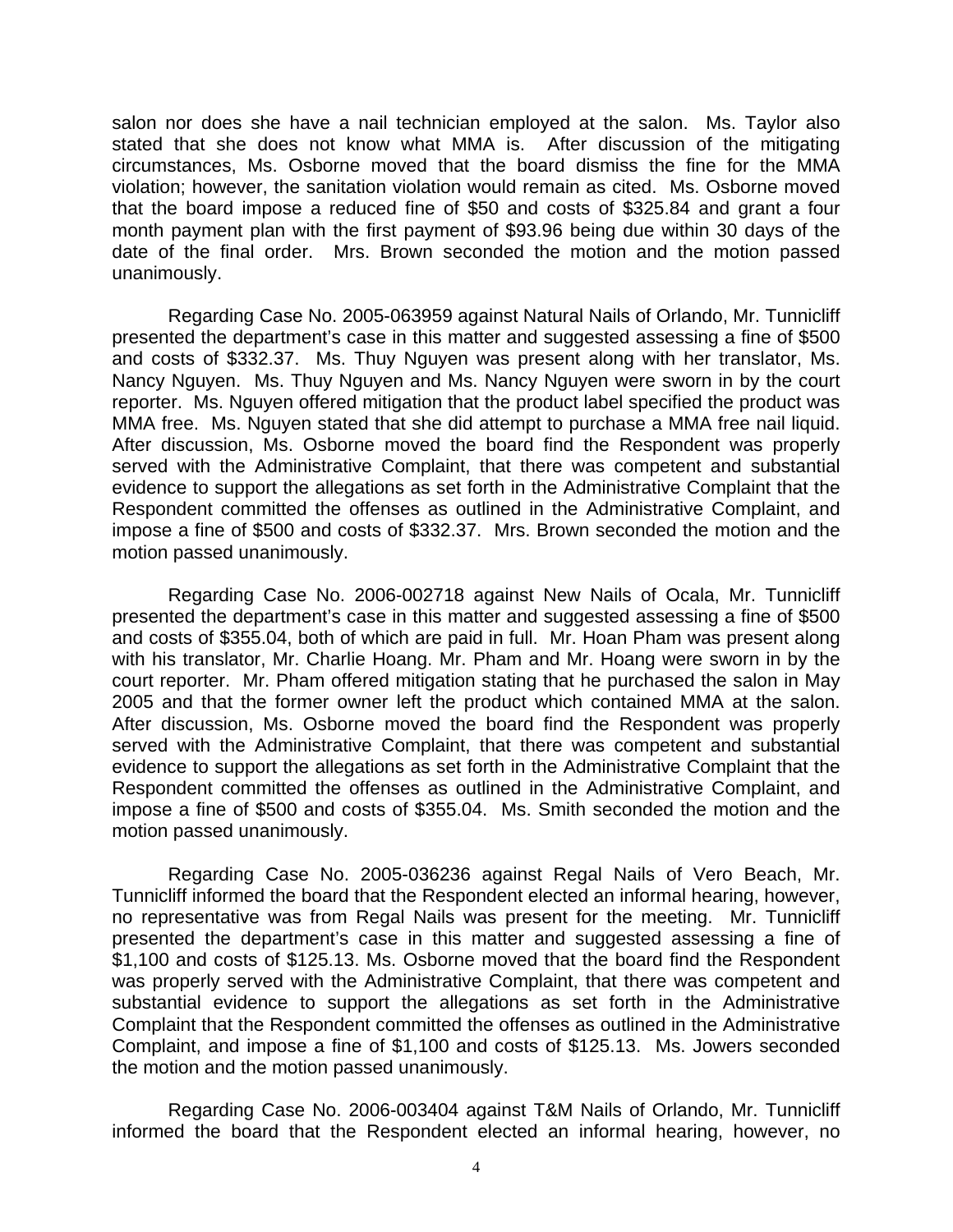salon nor does she have a nail technician employed at the salon. Ms. Taylor also stated that she does not know what MMA is. After discussion of the mitigating circumstances, Ms. Osborne moved that the board dismiss the fine for the MMA violation; however, the sanitation violation would remain as cited. Ms. Osborne moved that the board impose a reduced fine of $50 and costs of $325.84 and grant a four month payment plan with the first payment of $93.96 being due within 30 days of the date of the final order. Mrs. Brown seconded the motion and the motion passed unanimously.

Regarding Case No. 2005-063959 against Natural Nails of Orlando, Mr. Tunnicliff presented the department's case in this matter and suggested assessing a fine of $500 and costs of $332.37. Ms. Thuy Nguyen was present along with her translator, Ms. Nancy Nguyen. Ms. Thuy Nguyen and Ms. Nancy Nguyen were sworn in by the court reporter. Ms. Nguyen offered mitigation that the product label specified the product was MMA free. Ms. Nguyen stated that she did attempt to purchase a MMA free nail liquid. After discussion, Ms. Osborne moved the board find the Respondent was properly served with the Administrative Complaint, that there was competent and substantial evidence to support the allegations as set forth in the Administrative Complaint that the Respondent committed the offenses as outlined in the Administrative Complaint, and impose a fine of $500 and costs of $332.37. Mrs. Brown seconded the motion and the motion passed unanimously.

Regarding Case No. 2006-002718 against New Nails of Ocala, Mr. Tunnicliff presented the department's case in this matter and suggested assessing a fine of $500 and costs of $355.04, both of which are paid in full. Mr. Hoan Pham was present along with his translator, Mr. Charlie Hoang. Mr. Pham and Mr. Hoang were sworn in by the court reporter. Mr. Pham offered mitigation stating that he purchased the salon in May 2005 and that the former owner left the product which contained MMA at the salon. After discussion, Ms. Osborne moved the board find the Respondent was properly served with the Administrative Complaint, that there was competent and substantial evidence to support the allegations as set forth in the Administrative Complaint that the Respondent committed the offenses as outlined in the Administrative Complaint, and impose a fine of $500 and costs of $355.04. Ms. Smith seconded the motion and the motion passed unanimously.

Regarding Case No. 2005-036236 against Regal Nails of Vero Beach, Mr. Tunnicliff informed the board that the Respondent elected an informal hearing, however, no representative was from Regal Nails was present for the meeting. Mr. Tunnicliff presented the department's case in this matter and suggested assessing a fine of $1,100 and costs of $125.13. Ms. Osborne moved that the board find the Respondent was properly served with the Administrative Complaint, that there was competent and substantial evidence to support the allegations as set forth in the Administrative Complaint that the Respondent committed the offenses as outlined in the Administrative Complaint, and impose a fine of $1,100 and costs of $125.13. Ms. Jowers seconded the motion and the motion passed unanimously.

Regarding Case No. 2006-003404 against T&M Nails of Orlando, Mr. Tunnicliff informed the board that the Respondent elected an informal hearing, however, no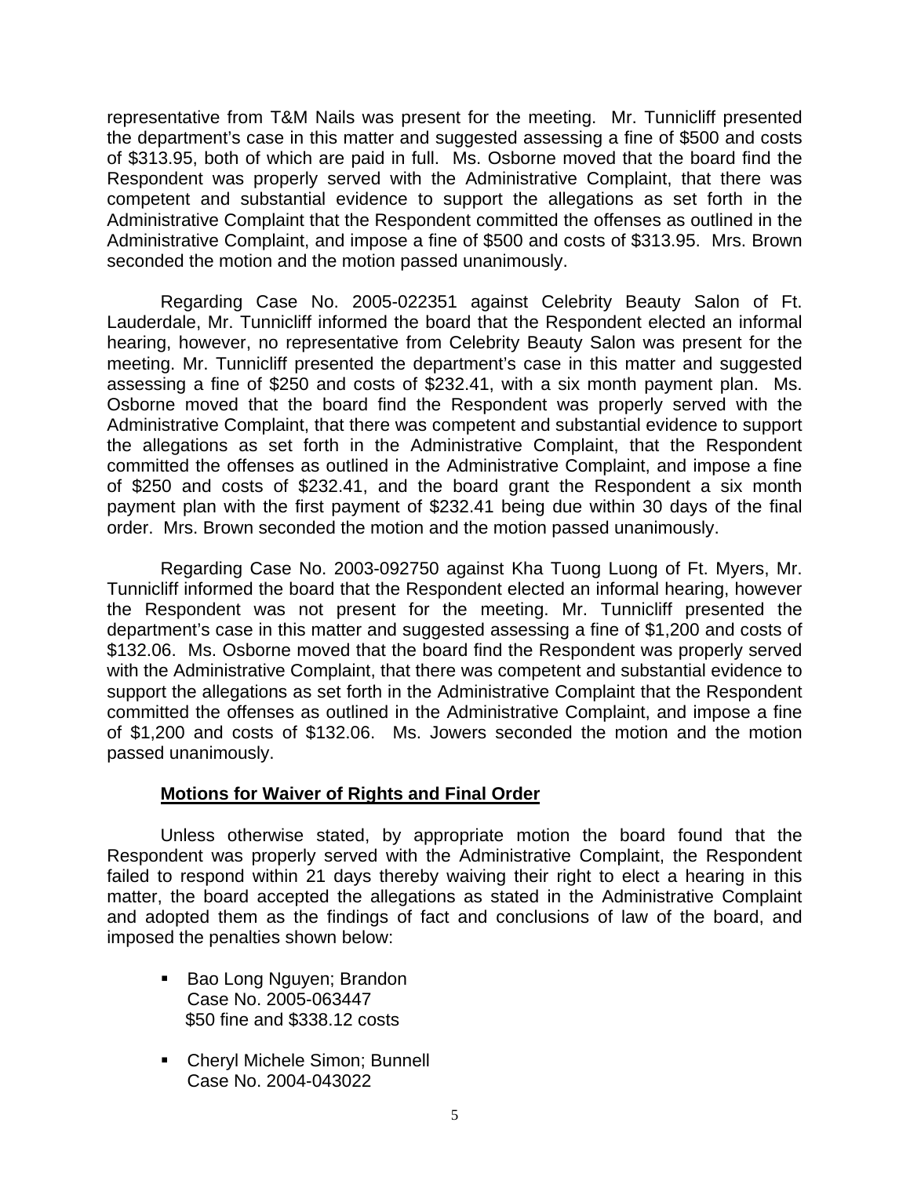representative from T&M Nails was present for the meeting. Mr. Tunnicliff presented the department's case in this matter and suggested assessing a fine of $500 and costs of $313.95, both of which are paid in full. Ms. Osborne moved that the board find the Respondent was properly served with the Administrative Complaint, that there was competent and substantial evidence to support the allegations as set forth in the Administrative Complaint that the Respondent committed the offenses as outlined in the Administrative Complaint, and impose a fine of $500 and costs of $313.95. Mrs. Brown seconded the motion and the motion passed unanimously.

Regarding Case No. 2005-022351 against Celebrity Beauty Salon of Ft. Lauderdale, Mr. Tunnicliff informed the board that the Respondent elected an informal hearing, however, no representative from Celebrity Beauty Salon was present for the meeting. Mr. Tunnicliff presented the department's case in this matter and suggested assessing a fine of $250 and costs of $232.41, with a six month payment plan. Ms. Osborne moved that the board find the Respondent was properly served with the Administrative Complaint, that there was competent and substantial evidence to support the allegations as set forth in the Administrative Complaint, that the Respondent committed the offenses as outlined in the Administrative Complaint, and impose a fine of $250 and costs of $232.41, and the board grant the Respondent a six month payment plan with the first payment of $232.41 being due within 30 days of the final order. Mrs. Brown seconded the motion and the motion passed unanimously.

Regarding Case No. 2003-092750 against Kha Tuong Luong of Ft. Myers, Mr. Tunnicliff informed the board that the Respondent elected an informal hearing, however the Respondent was not present for the meeting. Mr. Tunnicliff presented the department's case in this matter and suggested assessing a fine of $1,200 and costs of $132.06. Ms. Osborne moved that the board find the Respondent was properly served with the Administrative Complaint, that there was competent and substantial evidence to support the allegations as set forth in the Administrative Complaint that the Respondent committed the offenses as outlined in the Administrative Complaint, and impose a fine of $1,200 and costs of $132.06. Ms. Jowers seconded the motion and the motion passed unanimously.

**Motions for Waiver of Rights and Final Order**

Unless otherwise stated, by appropriate motion the board found that the Respondent was properly served with the Administrative Complaint, the Respondent failed to respond within 21 days thereby waiving their right to elect a hearing in this matter, the board accepted the allegations as stated in the Administrative Complaint and adopted them as the findings of fact and conclusions of law of the board, and imposed the penalties shown below:

- Bao Long Nguyen; Brandon
  Case No. 2005-063447
  $50 fine and $338.12 costs

- Cheryl Michele Simon; Bunnell
  Case No. 2004-043022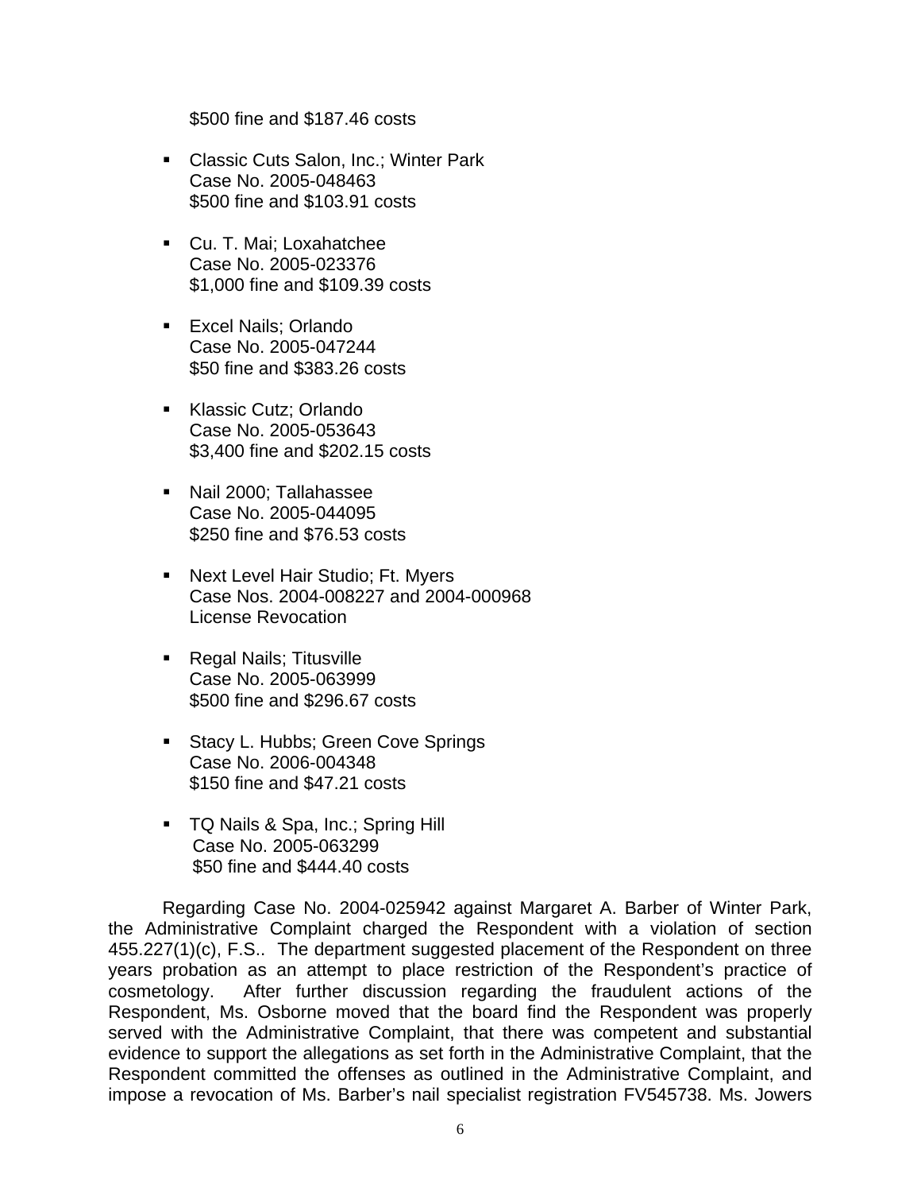$500 fine and $187.46 costs

- Classic Cuts Salon, Inc.; Winter Park
  Case No. 2005-048463
  $500 fine and $103.91 costs

- Cu. T. Mai; Loxahatchee
  Case No. 2005-023376
  $1,000 fine and $109.39 costs

- Excel Nails; Orlando
  Case No. 2005-047244
  $50 fine and $383.26 costs

- Klassic Cutz; Orlando
  Case No. 2005-053643
  $3,400 fine and $202.15 costs

- Nail 2000; Tallahassee
  Case No. 2005-044095
  $250 fine and $76.53 costs

- Next Level Hair Studio; Ft. Myers
  Case Nos. 2004-008227 and 2004-000968
  License Revocation

- Regal Nails; Titusville
  Case No. 2005-063999
  $500 fine and $296.67 costs

- Stacy L. Hubbs; Green Cove Springs
  Case No. 2006-004348
  $150 fine and $47.21 costs

- TQ Nails & Spa, Inc.; Spring Hill
  Case No. 2005-063299
  $50 fine and $444.40 costs

Regarding Case No. 2004-025942 against Margaret A. Barber of Winter Park, the Administrative Complaint charged the Respondent with a violation of section 455.227(1)(c), F.S.. The department suggested placement of the Respondent on three years probation as an attempt to place restriction of the Respondent's practice of cosmetology. After further discussion regarding the fraudulent actions of the Respondent, Ms. Osborne moved that the board find the Respondent was properly served with the Administrative Complaint, that there was competent and substantial evidence to support the allegations as set forth in the Administrative Complaint, that the Respondent committed the offenses as outlined in the Administrative Complaint, and impose a revocation of Ms. Barber's nail specialist registration FV545738. Ms. Jowers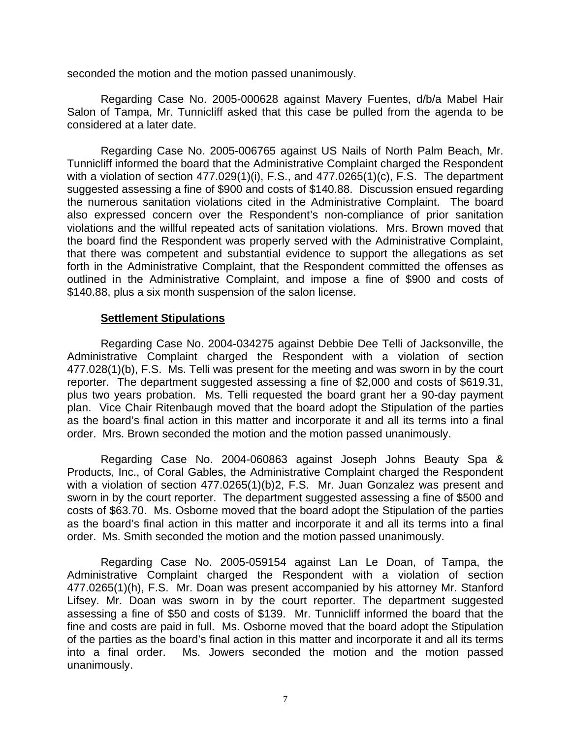seconded the motion and the motion passed unanimously.

Regarding Case No. 2005-000628 against Mavery Fuentes, d/b/a Mabel Hair Salon of Tampa, Mr. Tunnicliff asked that this case be pulled from the agenda to be considered at a later date.

Regarding Case No. 2005-006765 against US Nails of North Palm Beach, Mr. Tunnicliff informed the board that the Administrative Complaint charged the Respondent with a violation of section 477.029(1)(i), F.S., and 477.0265(1)(c), F.S. The department suggested assessing a fine of $900 and costs of $140.88. Discussion ensued regarding the numerous sanitation violations cited in the Administrative Complaint. The board also expressed concern over the Respondent's non-compliance of prior sanitation violations and the willful repeated acts of sanitation violations. Mrs. Brown moved that the board find the Respondent was properly served with the Administrative Complaint, that there was competent and substantial evidence to support the allegations as set forth in the Administrative Complaint, that the Respondent committed the offenses as outlined in the Administrative Complaint, and impose a fine of $900 and costs of $140.88, plus a six month suspension of the salon license.

**Settlement Stipulations**

Regarding Case No. 2004-034275 against Debbie Dee Telli of Jacksonville, the Administrative Complaint charged the Respondent with a violation of section 477.028(1)(b), F.S. Ms. Telli was present for the meeting and was sworn in by the court reporter. The department suggested assessing a fine of $2,000 and costs of $619.31, plus two years probation. Ms. Telli requested the board grant her a 90-day payment plan. Vice Chair Ritenbaugh moved that the board adopt the Stipulation of the parties as the board's final action in this matter and incorporate it and all its terms into a final order. Mrs. Brown seconded the motion and the motion passed unanimously.

Regarding Case No. 2004-060863 against Joseph Johns Beauty Spa & Products, Inc., of Coral Gables, the Administrative Complaint charged the Respondent with a violation of section 477.0265(1)(b)2, F.S. Mr. Juan Gonzalez was present and sworn in by the court reporter. The department suggested assessing a fine of $500 and costs of $63.70. Ms. Osborne moved that the board adopt the Stipulation of the parties as the board's final action in this matter and incorporate it and all its terms into a final order. Ms. Smith seconded the motion and the motion passed unanimously.

Regarding Case No. 2005-059154 against Lan Le Doan, of Tampa, the Administrative Complaint charged the Respondent with a violation of section 477.0265(1)(h), F.S. Mr. Doan was present accompanied by his attorney Mr. Stanford Lifsey. Mr. Doan was sworn in by the court reporter. The department suggested assessing a fine of $50 and costs of $139. Mr. Tunnicliff informed the board that the fine and costs are paid in full. Ms. Osborne moved that the board adopt the Stipulation of the parties as the board's final action in this matter and incorporate it and all its terms into a final order. Ms. Jowers seconded the motion and the motion passed unanimously.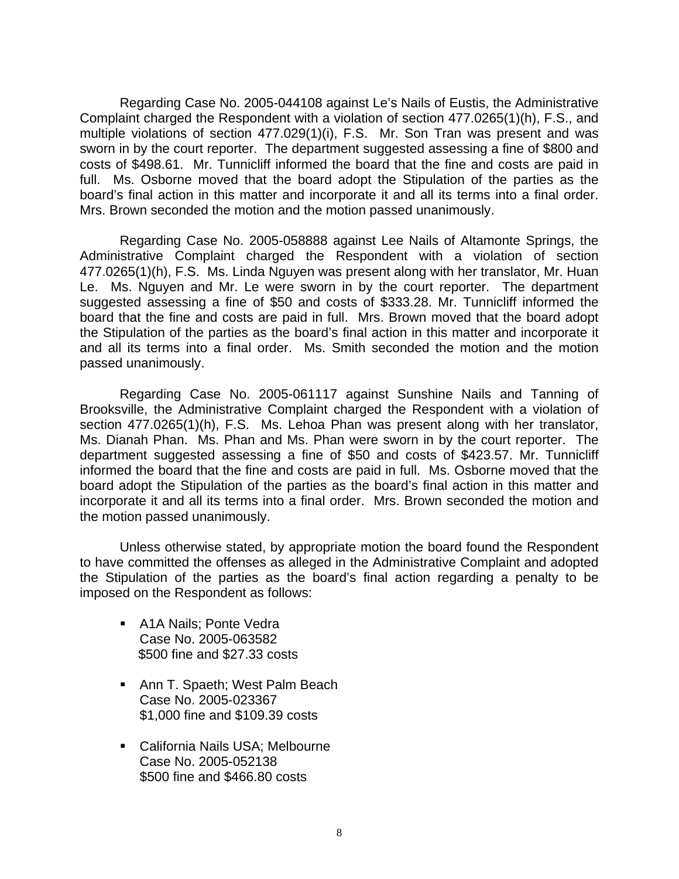Regarding Case No. 2005-044108 against Le's Nails of Eustis, the Administrative Complaint charged the Respondent with a violation of section 477.0265(1)(h), F.S., and multiple violations of section 477.029(1)(i), F.S. Mr. Son Tran was present and was sworn in by the court reporter. The department suggested assessing a fine of $800 and costs of $498.61. Mr. Tunnicliff informed the board that the fine and costs are paid in full. Ms. Osborne moved that the board adopt the Stipulation of the parties as the board's final action in this matter and incorporate it and all its terms into a final order. Mrs. Brown seconded the motion and the motion passed unanimously.

Regarding Case No. 2005-058888 against Lee Nails of Altamonte Springs, the Administrative Complaint charged the Respondent with a violation of section 477.0265(1)(h), F.S. Ms. Linda Nguyen was present along with her translator, Mr. Huan Le. Ms. Nguyen and Mr. Le were sworn in by the court reporter. The department suggested assessing a fine of $50 and costs of $333.28. Mr. Tunnicliff informed the board that the fine and costs are paid in full. Mrs. Brown moved that the board adopt the Stipulation of the parties as the board's final action in this matter and incorporate it and all its terms into a final order. Ms. Smith seconded the motion and the motion passed unanimously.

Regarding Case No. 2005-061117 against Sunshine Nails and Tanning of Brooksville, the Administrative Complaint charged the Respondent with a violation of section 477.0265(1)(h), F.S. Ms. Lehoa Phan was present along with her translator, Ms. Dianah Phan. Ms. Phan and Ms. Phan were sworn in by the court reporter. The department suggested assessing a fine of $50 and costs of $423.57. Mr. Tunnicliff informed the board that the fine and costs are paid in full. Ms. Osborne moved that the board adopt the Stipulation of the parties as the board's final action in this matter and incorporate it and all its terms into a final order. Mrs. Brown seconded the motion and the motion passed unanimously.

Unless otherwise stated, by appropriate motion the board found the Respondent to have committed the offenses as alleged in the Administrative Complaint and adopted the Stipulation of the parties as the board's final action regarding a penalty to be imposed on the Respondent as follows:

- A1A Nails; Ponte Vedra
  Case No. 2005-063582
  $500 fine and $27.33 costs

- Ann T. Spaeth; West Palm Beach
  Case No. 2005-023367
  $1,000 fine and $109.39 costs

- California Nails USA; Melbourne
  Case No. 2005-052138
  $500 fine and $466.80 costs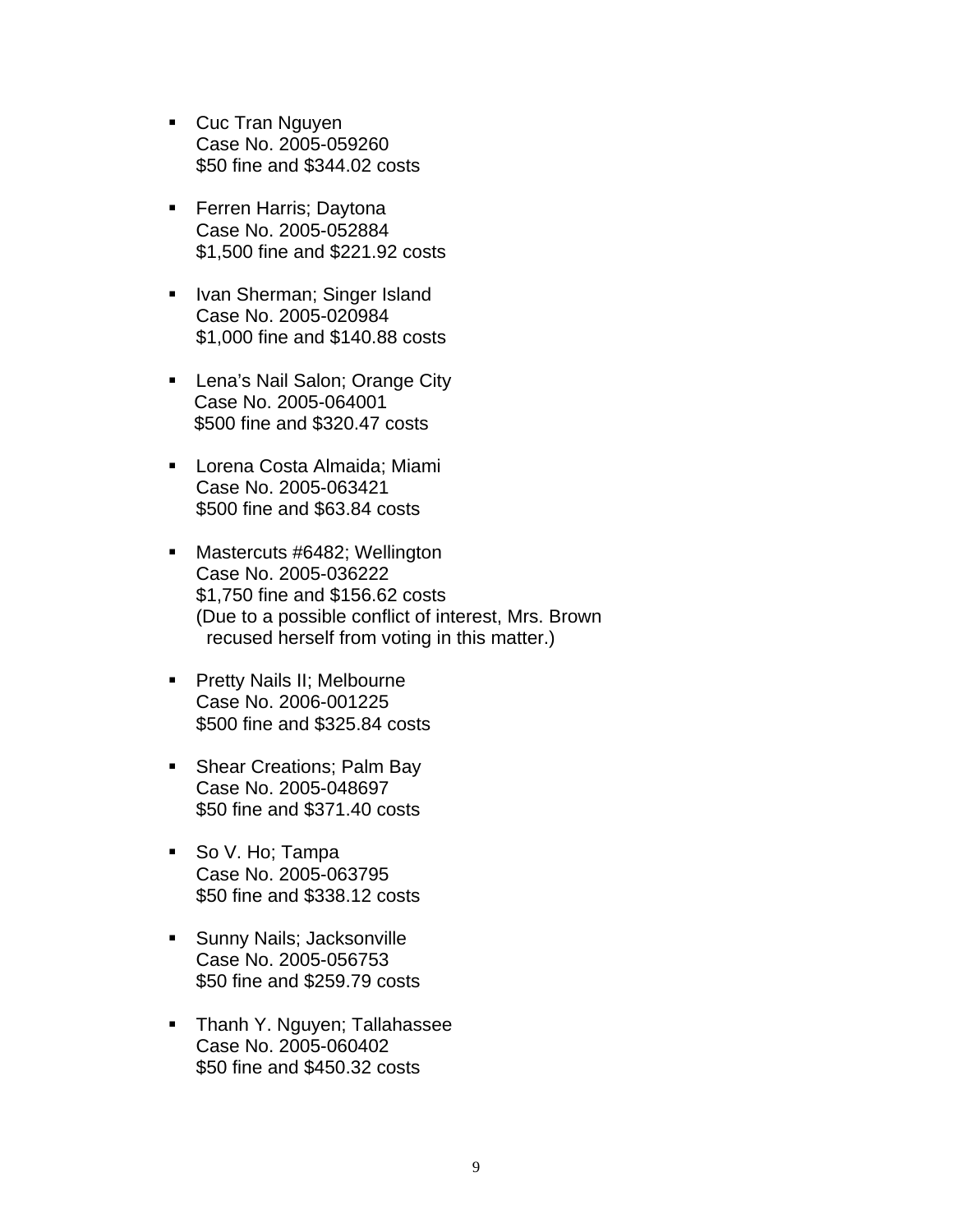- Cuc Tran Nguyen
  Case No. 2005-059260
  $50 fine and $344.02 costs

- Ferren Harris; Daytona
  Case No. 2005-052884
  $1,500 fine and $221.92 costs

- Ivan Sherman; Singer Island
  Case No. 2005-020984
  $1,000 fine and $140.88 costs

- Lena's Nail Salon; Orange City
  Case No. 2005-064001
  $500 fine and $320.47 costs

- Lorena Costa Almaida; Miami
  Case No. 2005-063421
  $500 fine and $63.84 costs

- Mastercuts #6482; Wellington
  Case No. 2005-036222
  $1,750 fine and $156.62 costs
  (Due to a possible conflict of interest, Mrs. Brown recused herself from voting in this matter.)

- Pretty Nails II; Melbourne
  Case No. 2006-001225
  $500 fine and $325.84 costs

- Shear Creations; Palm Bay
  Case No. 2005-048697
  $50 fine and $371.40 costs

- So V. Ho; Tampa
  Case No. 2005-063795
  $50 fine and $338.12 costs

- Sunny Nails; Jacksonville
  Case No. 2005-056753
  $50 fine and $259.79 costs

- Thanh Y. Nguyen; Tallahassee
  Case No. 2005-060402
  $50 fine and $450.32 costs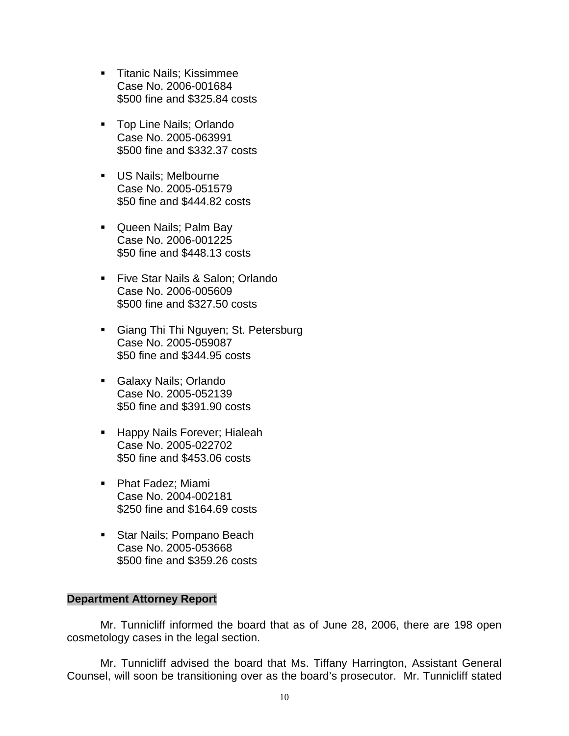- Titanic Nails; Kissimmee
  Case No. 2006-001684
  $500 fine and $325.84 costs

- Top Line Nails; Orlando
  Case No. 2005-063991
  $500 fine and $332.37 costs

- US Nails; Melbourne
  Case No. 2005-051579
  $50 fine and $444.82 costs

- Queen Nails; Palm Bay
  Case No. 2006-001225
  $50 fine and $448.13 costs

- Five Star Nails & Salon; Orlando
  Case No. 2006-005609
  $500 fine and $327.50 costs

- Giang Thi Thi Nguyen; St. Petersburg
  Case No. 2005-059087
  $50 fine and $344.95 costs

- Galaxy Nails; Orlando
  Case No. 2005-052139
  $50 fine and $391.90 costs

- Happy Nails Forever; Hialeah
  Case No. 2005-022702
  $50 fine and $453.06 costs

- Phat Fadez; Miami
  Case No. 2004-002181
  $250 fine and $164.69 costs

- Star Nails; Pompano Beach
  Case No. 2005-053668
  $500 fine and $359.26 costs

**Department Attorney Report**

Mr. Tunnicliff informed the board that as of June 28, 2006, there are 198 open cosmetology cases in the legal section.

Mr. Tunnicliff advised the board that Ms. Tiffany Harrington, Assistant General Counsel, will soon be transitioning over as the board's prosecutor. Mr. Tunnicliff stated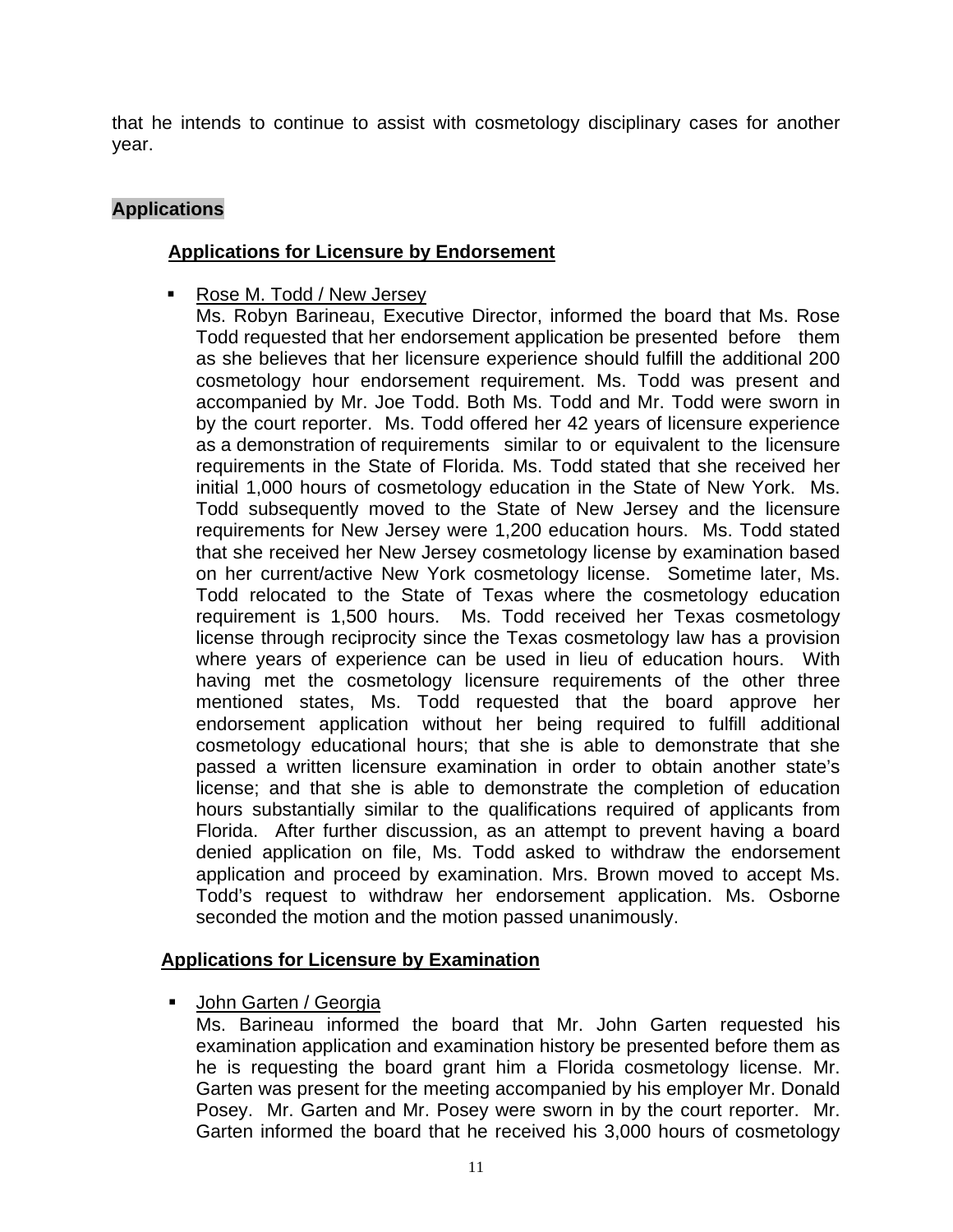that he intends to continue to assist with cosmetology disciplinary cases for another year.

## Applications

### Applications for Licensure by Endorsement

- Rose M. Todd / New Jersey
  
  Ms. Robyn Barineau, Executive Director, informed the board that Ms. Rose Todd requested that her endorsement application be presented before them as she believes that her licensure experience should fulfill the additional 200 cosmetology hour endorsement requirement. Ms. Todd was present and accompanied by Mr. Joe Todd. Both Ms. Todd and Mr. Todd were sworn in by the court reporter. Ms. Todd offered her 42 years of licensure experience as a demonstration of requirements similar to or equivalent to the licensure requirements in the State of Florida. Ms. Todd stated that she received her initial 1,000 hours of cosmetology education in the State of New York. Ms. Todd subsequently moved to the State of New Jersey and the licensure requirements for New Jersey were 1,200 education hours. Ms. Todd stated that she received her New Jersey cosmetology license by examination based on her current/active New York cosmetology license. Sometime later, Ms. Todd relocated to the State of Texas where the cosmetology education requirement is 1,500 hours. Ms. Todd received her Texas cosmetology license through reciprocity since the Texas cosmetology law has a provision where years of experience can be used in lieu of education hours. With having met the cosmetology licensure requirements of the other three mentioned states, Ms. Todd requested that the board approve her endorsement application without her being required to fulfill additional cosmetology educational hours; that she is able to demonstrate that she passed a written licensure examination in order to obtain another state's license; and that she is able to demonstrate the completion of education hours substantially similar to the qualifications required of applicants from Florida. After further discussion, as an attempt to prevent having a board denied application on file, Ms. Todd asked to withdraw the endorsement application and proceed by examination. Mrs. Brown moved to accept Ms. Todd's request to withdraw her endorsement application. Ms. Osborne seconded the motion and the motion passed unanimously.

### Applications for Licensure by Examination

- John Garten / Georgia
  
  Ms. Barineau informed the board that Mr. John Garten requested his examination application and examination history be presented before them as he is requesting the board grant him a Florida cosmetology license. Mr. Garten was present for the meeting accompanied by his employer Mr. Donald Posey. Mr. Garten and Mr. Posey were sworn in by the court reporter. Mr. Garten informed the board that he received his 3,000 hours of cosmetology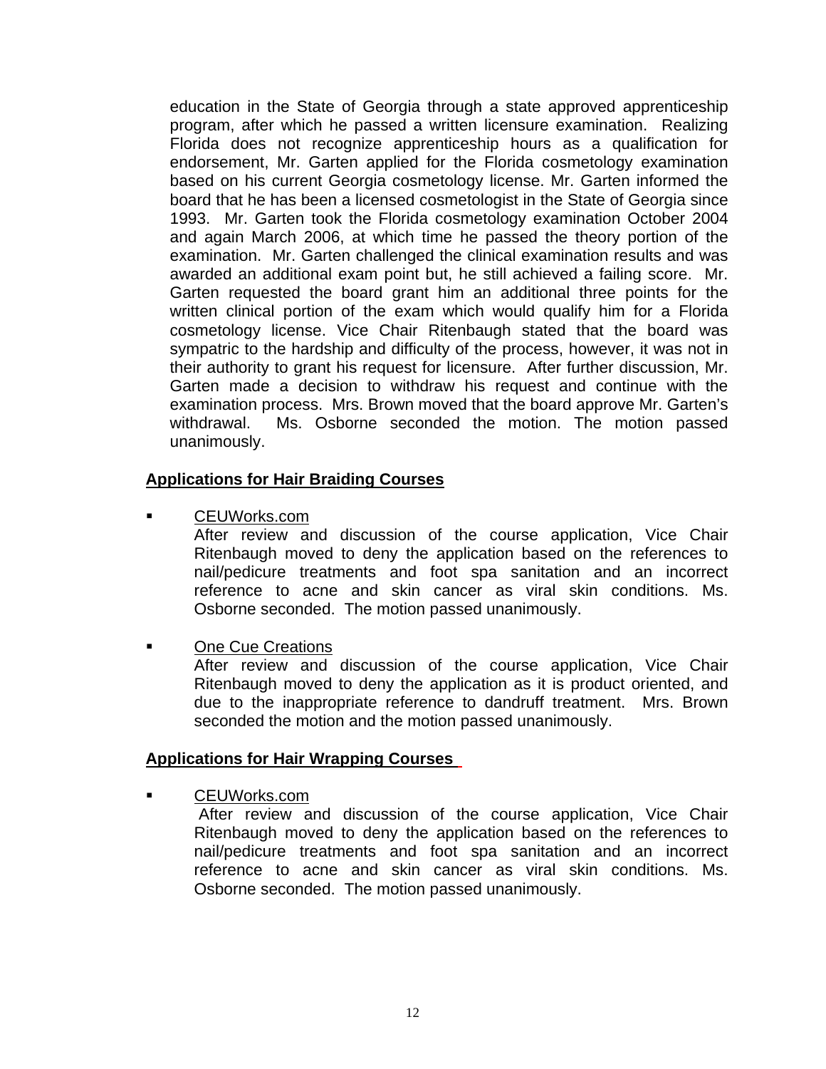education in the State of Georgia through a state approved apprenticeship program, after which he passed a written licensure examination. Realizing Florida does not recognize apprenticeship hours as a qualification for endorsement, Mr. Garten applied for the Florida cosmetology examination based on his current Georgia cosmetology license. Mr. Garten informed the board that he has been a licensed cosmetologist in the State of Georgia since 1993. Mr. Garten took the Florida cosmetology examination October 2004 and again March 2006, at which time he passed the theory portion of the examination. Mr. Garten challenged the clinical examination results and was awarded an additional exam point but, he still achieved a failing score. Mr. Garten requested the board grant him an additional three points for the written clinical portion of the exam which would qualify him for a Florida cosmetology license. Vice Chair Ritenbaugh stated that the board was sympatric to the hardship and difficulty of the process, however, it was not in their authority to grant his request for licensure. After further discussion, Mr. Garten made a decision to withdraw his request and continue with the examination process. Mrs. Brown moved that the board approve Mr. Garten's withdrawal. Ms. Osborne seconded the motion. The motion passed unanimously.

**Applications for Hair Braiding Courses**

- CEUWorks.com

  After review and discussion of the course application, Vice Chair Ritenbaugh moved to deny the application based on the references to nail/pedicure treatments and foot spa sanitation and an incorrect reference to acne and skin cancer as viral skin conditions. Ms. Osborne seconded. The motion passed unanimously.

- One Cue Creations

  After review and discussion of the course application, Vice Chair Ritenbaugh moved to deny the application as it is product oriented, and due to the inappropriate reference to dandruff treatment. Mrs. Brown seconded the motion and the motion passed unanimously.

**Applications for Hair Wrapping Courses**

- CEUWorks.com

  After review and discussion of the course application, Vice Chair Ritenbaugh moved to deny the application based on the references to nail/pedicure treatments and foot spa sanitation and an incorrect reference to acne and skin cancer as viral skin conditions. Ms. Osborne seconded. The motion passed unanimously.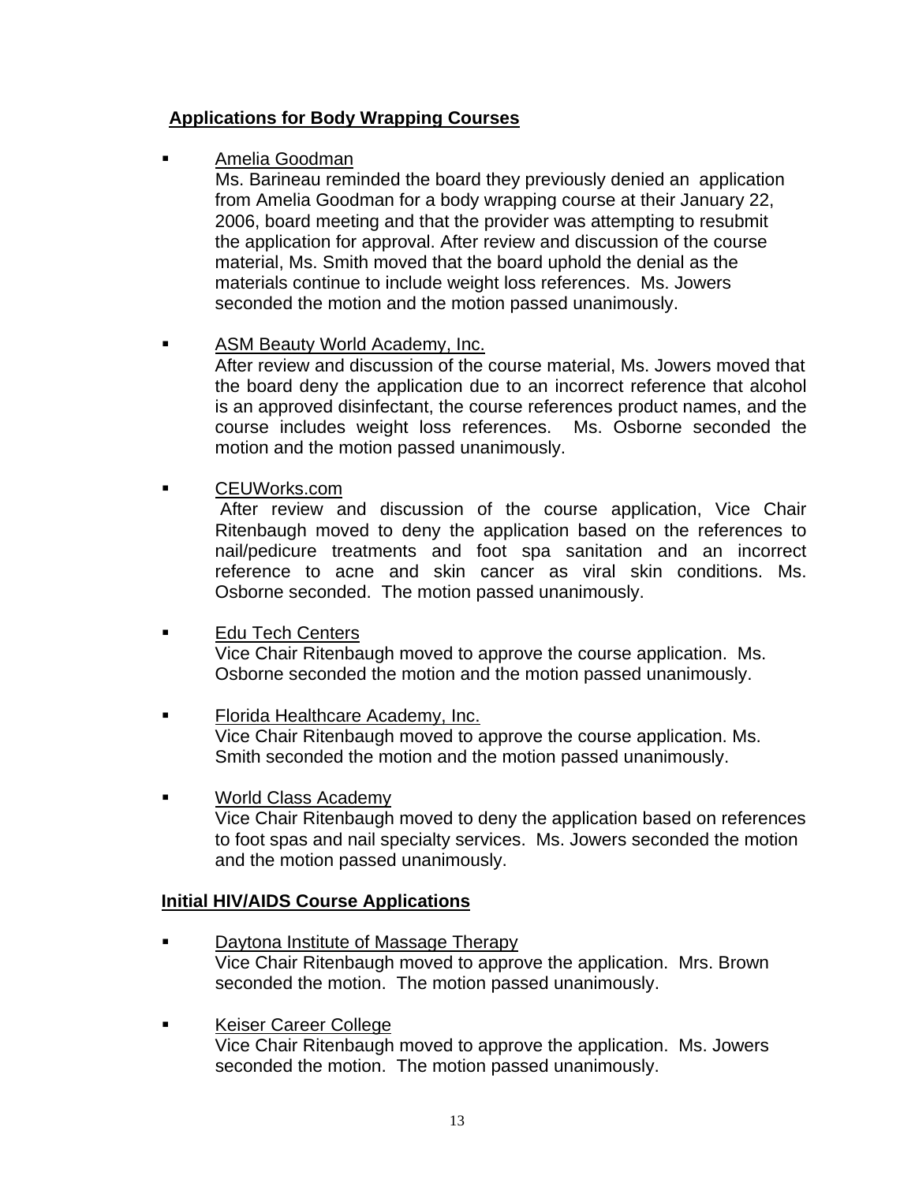**Applications for Body Wrapping Courses**

- <u>Amelia Goodman</u>
  Ms. Barineau reminded the board they previously denied an application from Amelia Goodman for a body wrapping course at their January 22, 2006, board meeting and that the provider was attempting to resubmit the application for approval. After review and discussion of the course material, Ms. Smith moved that the board uphold the denial as the materials continue to include weight loss references. Ms. Jowers seconded the motion and the motion passed unanimously.

- <u>ASM Beauty World Academy, Inc.</u>
  After review and discussion of the course material, Ms. Jowers moved that the board deny the application due to an incorrect reference that alcohol is an approved disinfectant, the course references product names, and the course includes weight loss references. Ms. Osborne seconded the motion and the motion passed unanimously.

- <u>CEUWorks.com</u>
  After review and discussion of the course application, Vice Chair Ritenbaugh moved to deny the application based on the references to nail/pedicure treatments and foot spa sanitation and an incorrect reference to acne and skin cancer as viral skin conditions. Ms. Osborne seconded. The motion passed unanimously.

- <u>Edu Tech Centers</u>
  Vice Chair Ritenbaugh moved to approve the course application. Ms. Osborne seconded the motion and the motion passed unanimously.

- <u>Florida Healthcare Academy, Inc.</u>
  Vice Chair Ritenbaugh moved to approve the course application. Ms. Smith seconded the motion and the motion passed unanimously.

- <u>World Class Academy</u>
  Vice Chair Ritenbaugh moved to deny the application based on references to foot spas and nail specialty services. Ms. Jowers seconded the motion and the motion passed unanimously.

**Initial HIV/AIDS Course Applications**

- <u>Daytona Institute of Massage Therapy</u>
  Vice Chair Ritenbaugh moved to approve the application. Mrs. Brown seconded the motion. The motion passed unanimously.

- <u>Keiser Career College</u>
  Vice Chair Ritenbaugh moved to approve the application. Ms. Jowers seconded the motion. The motion passed unanimously.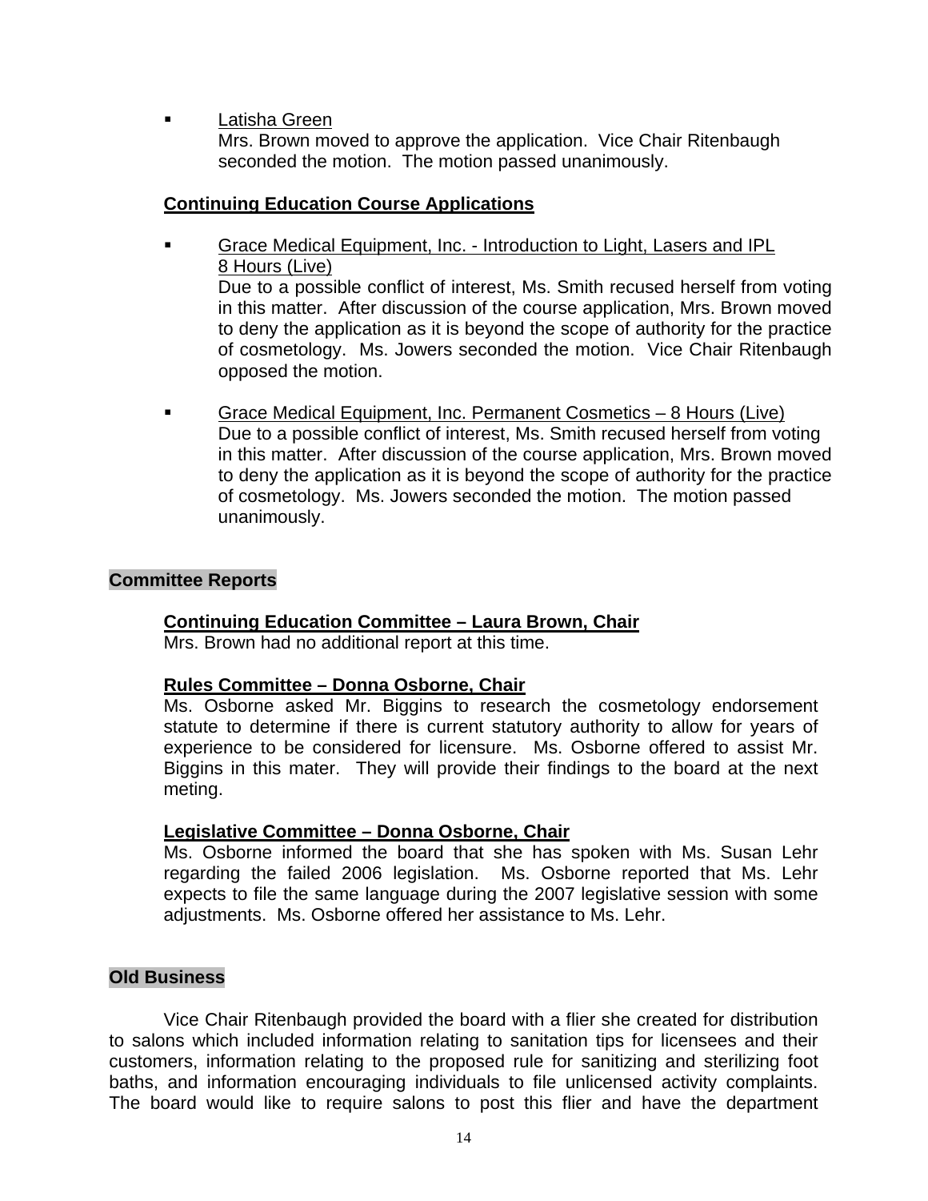- Latisha Green
  Mrs. Brown moved to approve the application. Vice Chair Ritenbaugh seconded the motion. The motion passed unanimously.

**Continuing Education Course Applications**

- Grace Medical Equipment, Inc. - Introduction to Light, Lasers and IPL 8 Hours (Live)
  Due to a possible conflict of interest, Ms. Smith recused herself from voting in this matter. After discussion of the course application, Mrs. Brown moved to deny the application as it is beyond the scope of authority for the practice of cosmetology. Ms. Jowers seconded the motion. Vice Chair Ritenbaugh opposed the motion.

- Grace Medical Equipment, Inc. Permanent Cosmetics – 8 Hours (Live)
  Due to a possible conflict of interest, Ms. Smith recused herself from voting in this matter. After discussion of the course application, Mrs. Brown moved to deny the application as it is beyond the scope of authority for the practice of cosmetology. Ms. Jowers seconded the motion. The motion passed unanimously.

## Committee Reports

**Continuing Education Committee – Laura Brown, Chair**
Mrs. Brown had no additional report at this time.

**Rules Committee – Donna Osborne, Chair**
Ms. Osborne asked Mr. Biggins to research the cosmetology endorsement statute to determine if there is current statutory authority to allow for years of experience to be considered for licensure. Ms. Osborne offered to assist Mr. Biggins in this mater. They will provide their findings to the board at the next meting.

**Legislative Committee – Donna Osborne, Chair**
Ms. Osborne informed the board that she has spoken with Ms. Susan Lehr regarding the failed 2006 legislation. Ms. Osborne reported that Ms. Lehr expects to file the same language during the 2007 legislative session with some adjustments. Ms. Osborne offered her assistance to Ms. Lehr.

## Old Business

Vice Chair Ritenbaugh provided the board with a flier she created for distribution to salons which included information relating to sanitation tips for licensees and their customers, information relating to the proposed rule for sanitizing and sterilizing foot baths, and information encouraging individuals to file unlicensed activity complaints. The board would like to require salons to post this flier and have the department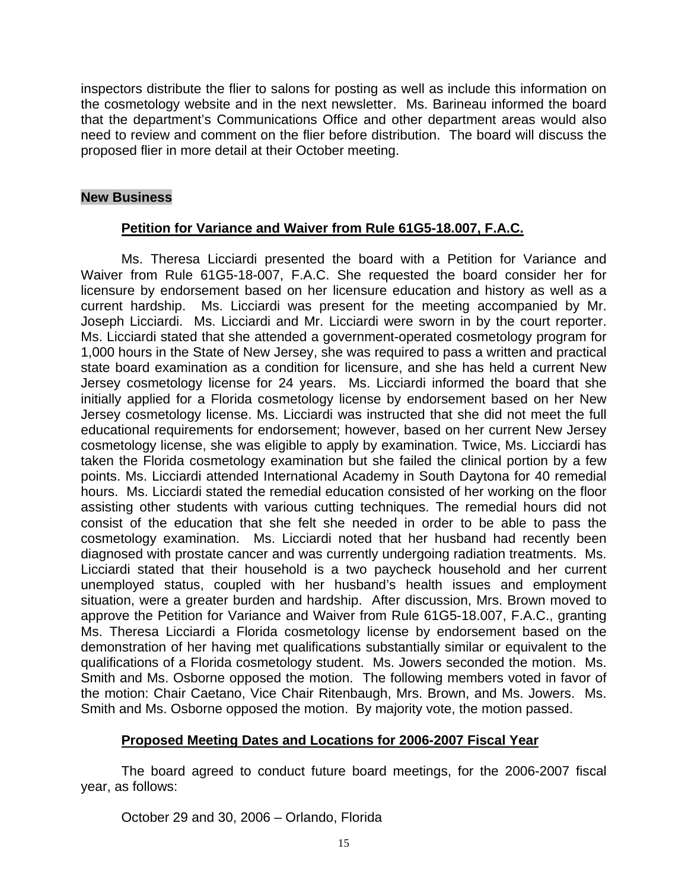inspectors distribute the flier to salons for posting as well as include this information on the cosmetology website and in the next newsletter. Ms. Barineau informed the board that the department's Communications Office and other department areas would also need to review and comment on the flier before distribution. The board will discuss the proposed flier in more detail at their October meeting.

## New Business

### Petition for Variance and Waiver from Rule 61G5-18.007, F.A.C.

Ms. Theresa Licciardi presented the board with a Petition for Variance and Waiver from Rule 61G5-18-007, F.A.C. She requested the board consider her for licensure by endorsement based on her licensure education and history as well as a current hardship. Ms. Licciardi was present for the meeting accompanied by Mr. Joseph Licciardi. Ms. Licciardi and Mr. Licciardi were sworn in by the court reporter. Ms. Licciardi stated that she attended a government-operated cosmetology program for 1,000 hours in the State of New Jersey, she was required to pass a written and practical state board examination as a condition for licensure, and she has held a current New Jersey cosmetology license for 24 years. Ms. Licciardi informed the board that she initially applied for a Florida cosmetology license by endorsement based on her New Jersey cosmetology license. Ms. Licciardi was instructed that she did not meet the full educational requirements for endorsement; however, based on her current New Jersey cosmetology license, she was eligible to apply by examination. Twice, Ms. Licciardi has taken the Florida cosmetology examination but she failed the clinical portion by a few points. Ms. Licciardi attended International Academy in South Daytona for 40 remedial hours. Ms. Licciardi stated the remedial education consisted of her working on the floor assisting other students with various cutting techniques. The remedial hours did not consist of the education that she felt she needed in order to be able to pass the cosmetology examination. Ms. Licciardi noted that her husband had recently been diagnosed with prostate cancer and was currently undergoing radiation treatments. Ms. Licciardi stated that their household is a two paycheck household and her current unemployed status, coupled with her husband's health issues and employment situation, were a greater burden and hardship. After discussion, Mrs. Brown moved to approve the Petition for Variance and Waiver from Rule 61G5-18.007, F.A.C., granting Ms. Theresa Licciardi a Florida cosmetology license by endorsement based on the demonstration of her having met qualifications substantially similar or equivalent to the qualifications of a Florida cosmetology student. Ms. Jowers seconded the motion. Ms. Smith and Ms. Osborne opposed the motion. The following members voted in favor of the motion: Chair Caetano, Vice Chair Ritenbaugh, Mrs. Brown, and Ms. Jowers. Ms. Smith and Ms. Osborne opposed the motion. By majority vote, the motion passed.

### Proposed Meeting Dates and Locations for 2006-2007 Fiscal Year

The board agreed to conduct future board meetings, for the 2006-2007 fiscal year, as follows:

October 29 and 30, 2006 – Orlando, Florida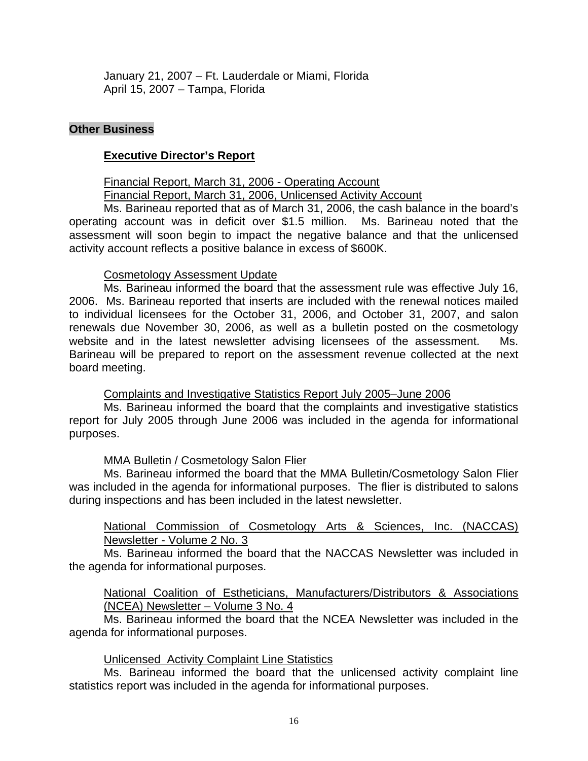January 21, 2007 – Ft. Lauderdale or Miami, Florida
April 15, 2007 – Tampa, Florida

## Other Business

### Executive Director's Report

Financial Report, March 31, 2006 - Operating Account
Financial Report, March 31, 2006, Unlicensed Activity Account

Ms. Barineau reported that as of March 31, 2006, the cash balance in the board's operating account was in deficit over $1.5 million. Ms. Barineau noted that the assessment will soon begin to impact the negative balance and that the unlicensed activity account reflects a positive balance in excess of $600K.

Cosmetology Assessment Update

Ms. Barineau informed the board that the assessment rule was effective July 16, 2006. Ms. Barineau reported that inserts are included with the renewal notices mailed to individual licensees for the October 31, 2006, and October 31, 2007, and salon renewals due November 30, 2006, as well as a bulletin posted on the cosmetology website and in the latest newsletter advising licensees of the assessment. Ms. Barineau will be prepared to report on the assessment revenue collected at the next board meeting.

Complaints and Investigative Statistics Report July 2005–June 2006

Ms. Barineau informed the board that the complaints and investigative statistics report for July 2005 through June 2006 was included in the agenda for informational purposes.

MMA Bulletin / Cosmetology Salon Flier

Ms. Barineau informed the board that the MMA Bulletin/Cosmetology Salon Flier was included in the agenda for informational purposes. The flier is distributed to salons during inspections and has been included in the latest newsletter.

National Commission of Cosmetology Arts & Sciences, Inc. (NACCAS) Newsletter - Volume 2 No. 3

Ms. Barineau informed the board that the NACCAS Newsletter was included in the agenda for informational purposes.

National Coalition of Estheticians, Manufacturers/Distributors & Associations (NCEA) Newsletter – Volume 3 No. 4

Ms. Barineau informed the board that the NCEA Newsletter was included in the agenda for informational purposes.

Unlicensed Activity Complaint Line Statistics

Ms. Barineau informed the board that the unlicensed activity complaint line statistics report was included in the agenda for informational purposes.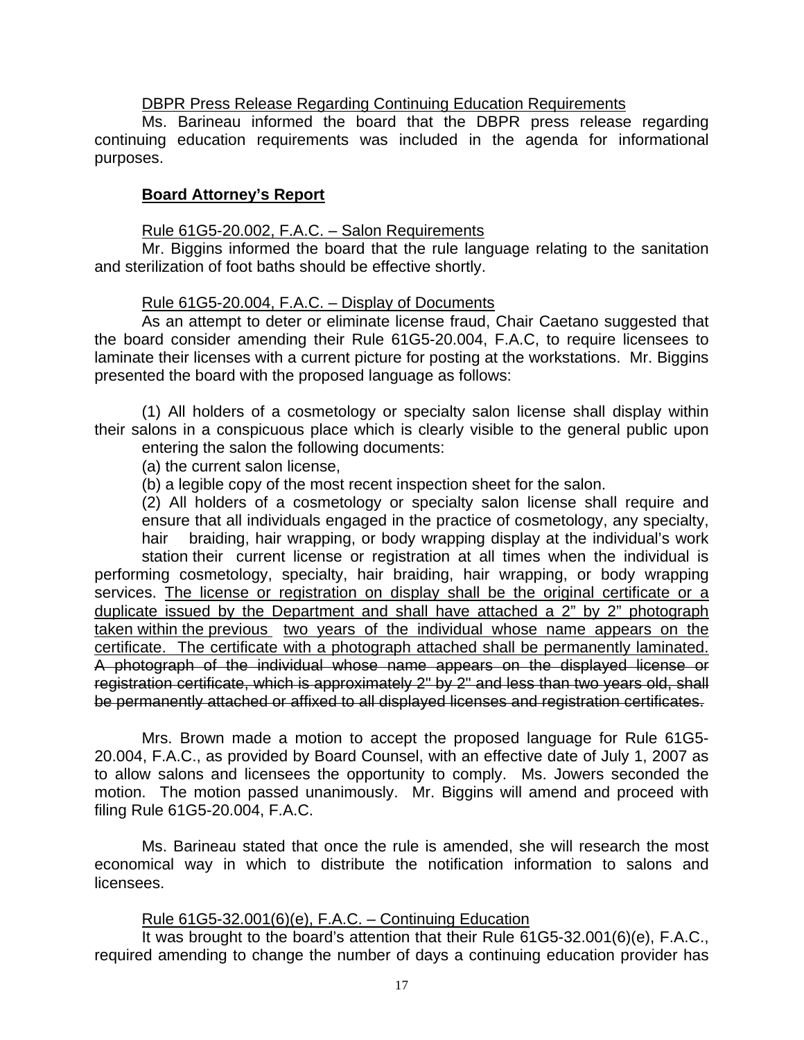DBPR Press Release Regarding Continuing Education Requirements

Ms. Barineau informed the board that the DBPR press release regarding continuing education requirements was included in the agenda for informational purposes.

**Board Attorney's Report**

Rule 61G5-20.002, F.A.C. – Salon Requirements

Mr. Biggins informed the board that the rule language relating to the sanitation and sterilization of foot baths should be effective shortly.

Rule 61G5-20.004, F.A.C. – Display of Documents

As an attempt to deter or eliminate license fraud, Chair Caetano suggested that the board consider amending their Rule 61G5-20.004, F.A.C, to require licensees to laminate their licenses with a current picture for posting at the workstations. Mr. Biggins presented the board with the proposed language as follows:

(1) All holders of a cosmetology or specialty salon license shall display within their salons in a conspicuous place which is clearly visible to the general public upon entering the salon the following documents:

(a) the current salon license,

(b) a legible copy of the most recent inspection sheet for the salon.

(2) All holders of a cosmetology or specialty salon license shall require and ensure that all individuals engaged in the practice of cosmetology, any specialty, hair braiding, hair wrapping, or body wrapping display at the individual's work station their current license or registration at all times when the individual is performing cosmetology, specialty, hair braiding, hair wrapping, or body wrapping services. <u>The license or registration on display shall be the original certificate or a duplicate issued by the Department and shall have attached a 2" by 2" photograph taken within the previous two years of the individual whose name appears on the certificate. The certificate with a photograph attached shall be permanently laminated.</u> ~~A photograph of the individual whose name appears on the displayed license or registration certificate, which is approximately 2" by 2" and less than two years old, shall be permanently attached or affixed to all displayed licenses and registration certificates.~~

Mrs. Brown made a motion to accept the proposed language for Rule 61G5-20.004, F.A.C., as provided by Board Counsel, with an effective date of July 1, 2007 as to allow salons and licensees the opportunity to comply. Ms. Jowers seconded the motion. The motion passed unanimously. Mr. Biggins will amend and proceed with filing Rule 61G5-20.004, F.A.C.

Ms. Barineau stated that once the rule is amended, she will research the most economical way in which to distribute the notification information to salons and licensees.

Rule 61G5-32.001(6)(e), F.A.C. – Continuing Education

It was brought to the board's attention that their Rule 61G5-32.001(6)(e), F.A.C., required amending to change the number of days a continuing education provider has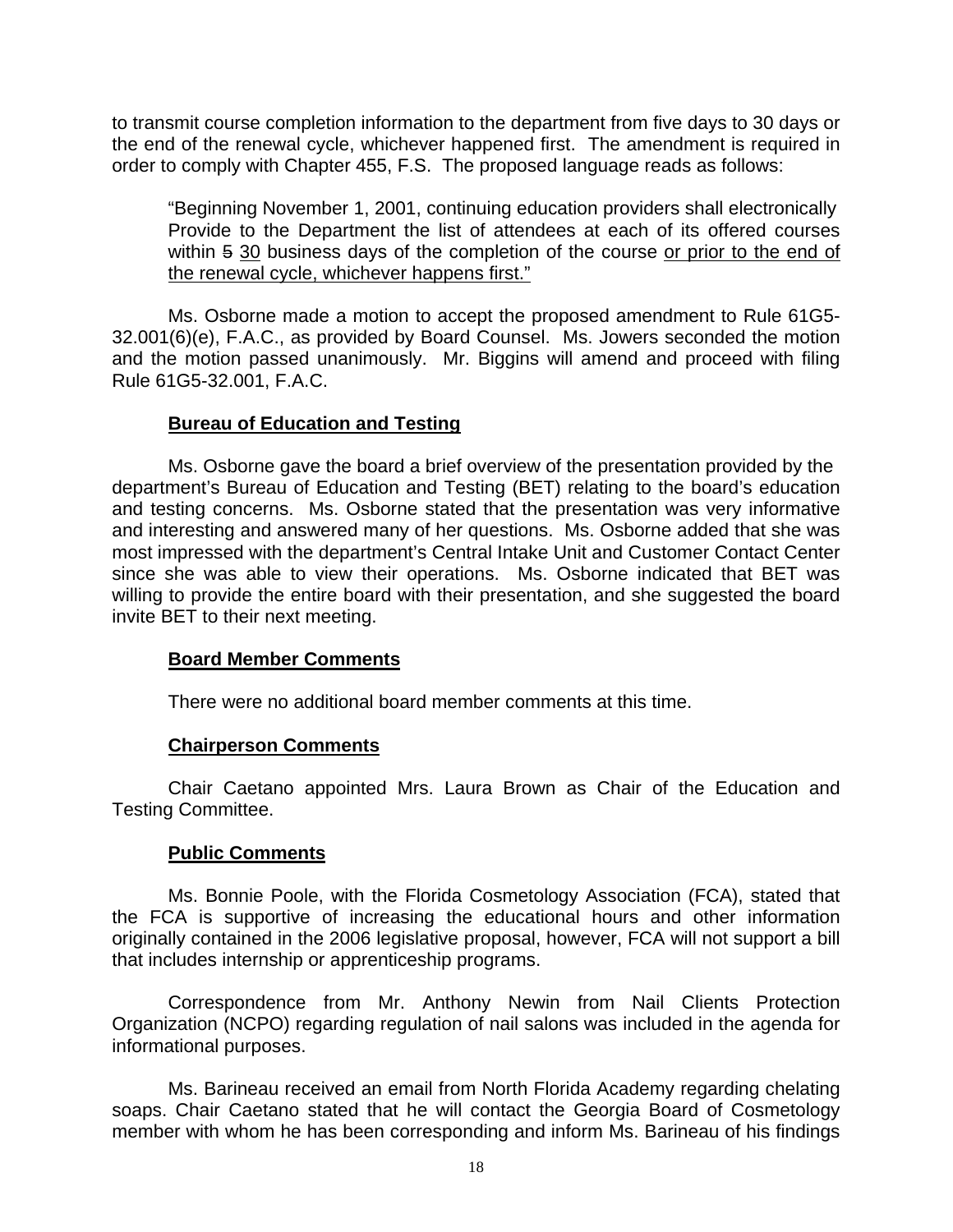to transmit course completion information to the department from five days to 30 days or the end of the renewal cycle, whichever happened first. The amendment is required in order to comply with Chapter 455, F.S. The proposed language reads as follows:

> "Beginning November 1, 2001, continuing education providers shall electronically Provide to the Department the list of attendees at each of its offered courses within ~~5~~ <u>30</u> business days of the completion of the course <u>or prior to the end of the renewal cycle, whichever happens first.</u>"

Ms. Osborne made a motion to accept the proposed amendment to Rule 61G5-32.001(6)(e), F.A.C., as provided by Board Counsel. Ms. Jowers seconded the motion and the motion passed unanimously. Mr. Biggins will amend and proceed with filing Rule 61G5-32.001, F.A.C.

**<u>Bureau of Education and Testing</u>**

Ms. Osborne gave the board a brief overview of the presentation provided by the department's Bureau of Education and Testing (BET) relating to the board's education and testing concerns. Ms. Osborne stated that the presentation was very informative and interesting and answered many of her questions. Ms. Osborne added that she was most impressed with the department's Central Intake Unit and Customer Contact Center since she was able to view their operations. Ms. Osborne indicated that BET was willing to provide the entire board with their presentation, and she suggested the board invite BET to their next meeting.

**<u>Board Member Comments</u>**

There were no additional board member comments at this time.

**<u>Chairperson Comments</u>**

Chair Caetano appointed Mrs. Laura Brown as Chair of the Education and Testing Committee.

**<u>Public Comments</u>**

Ms. Bonnie Poole, with the Florida Cosmetology Association (FCA), stated that the FCA is supportive of increasing the educational hours and other information originally contained in the 2006 legislative proposal, however, FCA will not support a bill that includes internship or apprenticeship programs.

Correspondence from Mr. Anthony Newin from Nail Clients Protection Organization (NCPO) regarding regulation of nail salons was included in the agenda for informational purposes.

Ms. Barineau received an email from North Florida Academy regarding chelating soaps. Chair Caetano stated that he will contact the Georgia Board of Cosmetology member with whom he has been corresponding and inform Ms. Barineau of his findings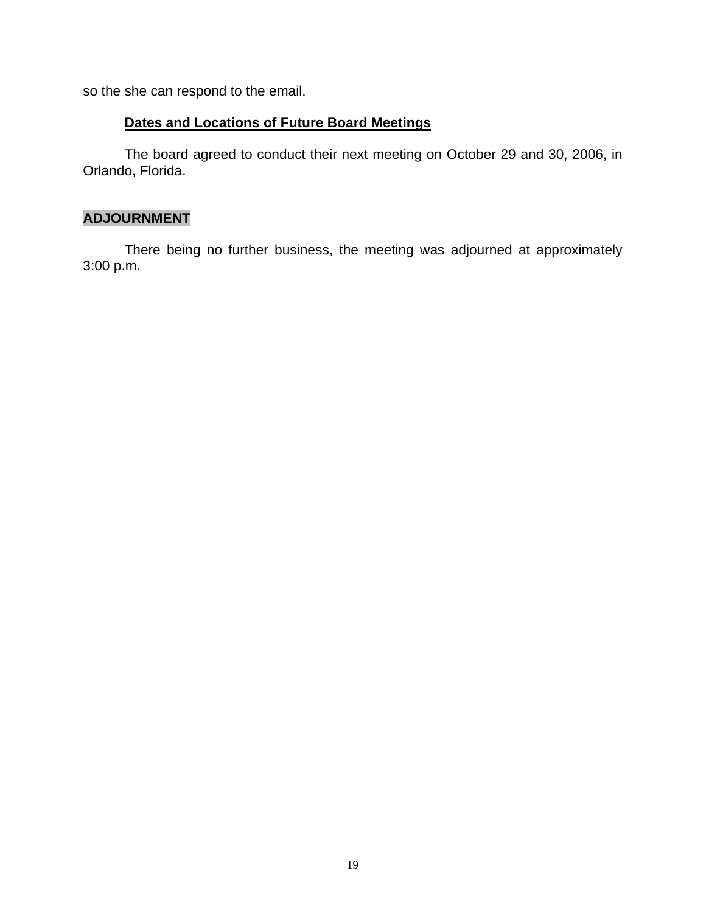so the she can respond to the email.

**Dates and Locations of Future Board Meetings**

The board agreed to conduct their next meeting on October 29 and 30, 2006, in Orlando, Florida.

## ADJOURNMENT

There being no further business, the meeting was adjourned at approximately 3:00 p.m.